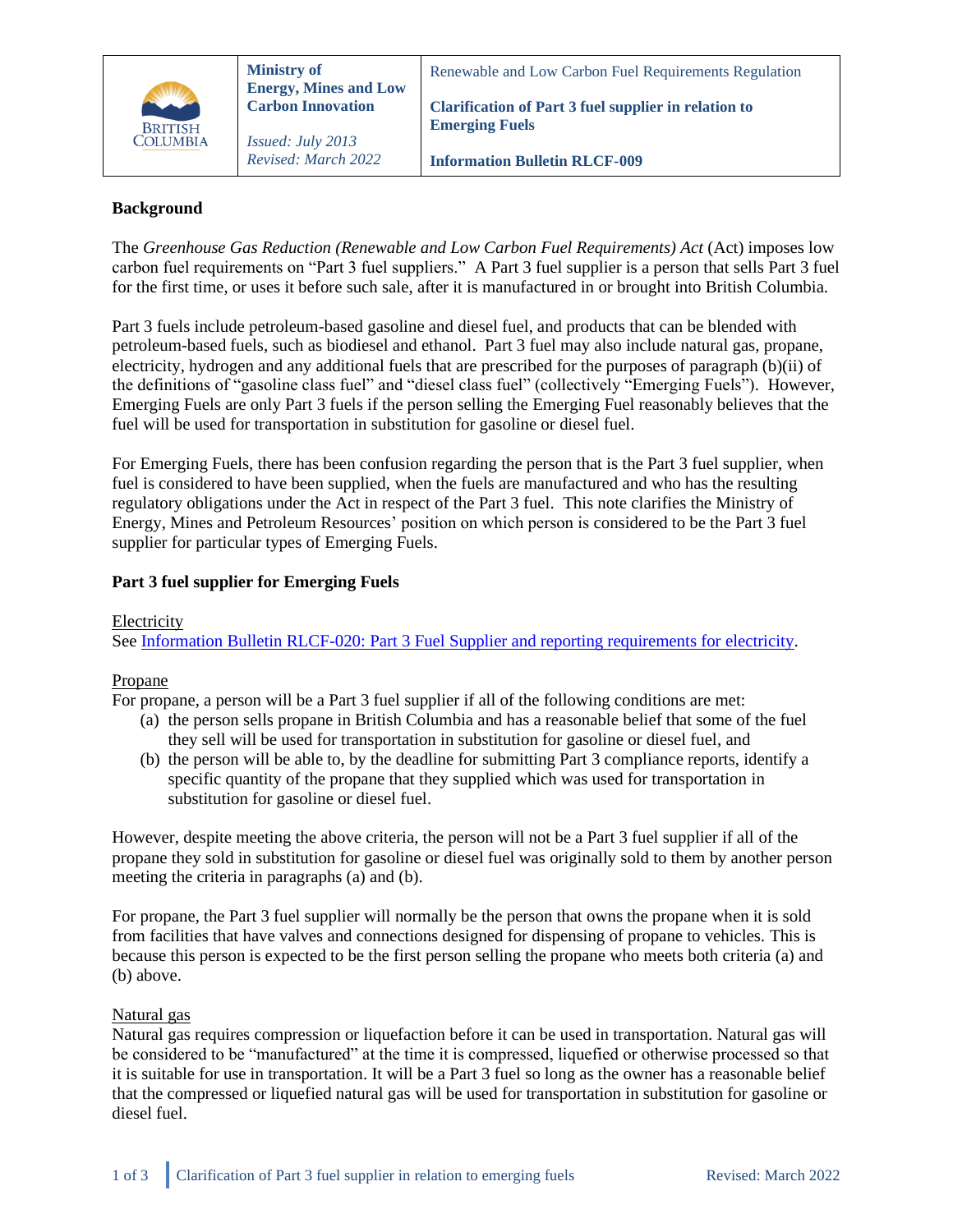| BRITISH COLUMBIA | **Ministry of Energy, Mines and Low Carbon Innovation**<br><br>*Issued: July 2013*<br>*Revised: March 2022* | Renewable and Low Carbon Fuel Requirements Regulation<br><br>**Clarification of Part 3 fuel supplier in relation to Emerging Fuels**<br><br>**Information Bulletin RLCF-009** |
|---|---|---|

## Background

The *Greenhouse Gas Reduction (Renewable and Low Carbon Fuel Requirements) Act* (Act) imposes low carbon fuel requirements on "Part 3 fuel suppliers." A Part 3 fuel supplier is a person that sells Part 3 fuel for the first time, or uses it before such sale, after it is manufactured in or brought into British Columbia.

Part 3 fuels include petroleum-based gasoline and diesel fuel, and products that can be blended with petroleum-based fuels, such as biodiesel and ethanol. Part 3 fuel may also include natural gas, propane, electricity, hydrogen and any additional fuels that are prescribed for the purposes of paragraph (b)(ii) of the definitions of "gasoline class fuel" and "diesel class fuel" (collectively "Emerging Fuels"). However, Emerging Fuels are only Part 3 fuels if the person selling the Emerging Fuel reasonably believes that the fuel will be used for transportation in substitution for gasoline or diesel fuel.

For Emerging Fuels, there has been confusion regarding the person that is the Part 3 fuel supplier, when fuel is considered to have been supplied, when the fuels are manufactured and who has the resulting regulatory obligations under the Act in respect of the Part 3 fuel. This note clarifies the Ministry of Energy, Mines and Petroleum Resources' position on which person is considered to be the Part 3 fuel supplier for particular types of Emerging Fuels.

## Part 3 fuel supplier for Emerging Fuels

### Electricity

See Information Bulletin RLCF-020: Part 3 Fuel Supplier and reporting requirements for electricity.

### Propane

For propane, a person will be a Part 3 fuel supplier if all of the following conditions are met:

(a) the person sells propane in British Columbia and has a reasonable belief that some of the fuel they sell will be used for transportation in substitution for gasoline or diesel fuel, and

(b) the person will be able to, by the deadline for submitting Part 3 compliance reports, identify a specific quantity of the propane that they supplied which was used for transportation in substitution for gasoline or diesel fuel.

However, despite meeting the above criteria, the person will not be a Part 3 fuel supplier if all of the propane they sold in substitution for gasoline or diesel fuel was originally sold to them by another person meeting the criteria in paragraphs (a) and (b).

For propane, the Part 3 fuel supplier will normally be the person that owns the propane when it is sold from facilities that have valves and connections designed for dispensing of propane to vehicles. This is because this person is expected to be the first person selling the propane who meets both criteria (a) and (b) above.

### Natural gas

Natural gas requires compression or liquefaction before it can be used in transportation. Natural gas will be considered to be "manufactured" at the time it is compressed, liquefied or otherwise processed so that it is suitable for use in transportation. It will be a Part 3 fuel so long as the owner has a reasonable belief that the compressed or liquefied natural gas will be used for transportation in substitution for gasoline or diesel fuel.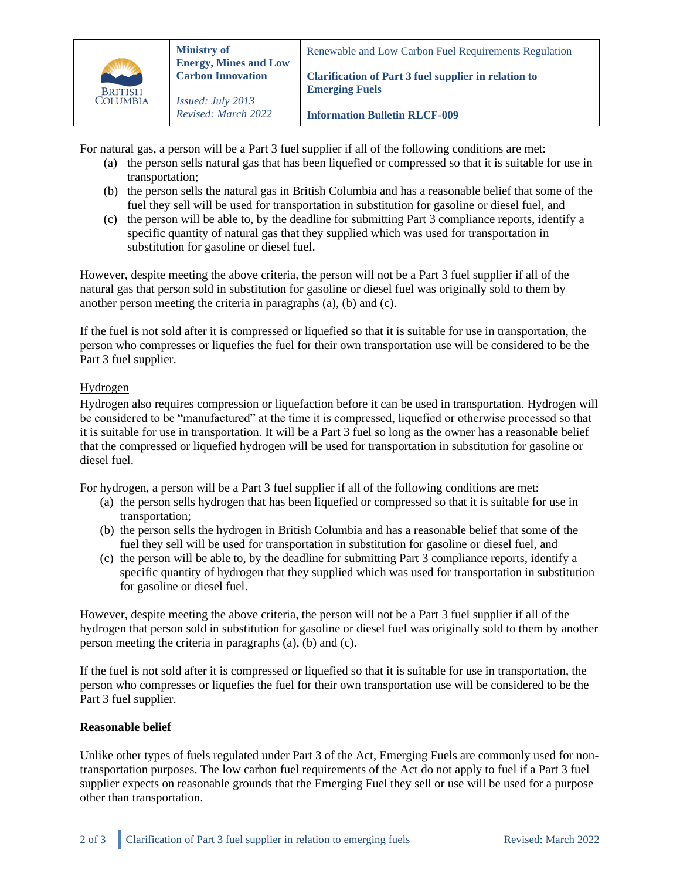For natural gas, a person will be a Part 3 fuel supplier if all of the following conditions are met:

(a) the person sells natural gas that has been liquefied or compressed so that it is suitable for use in transportation;
(b) the person sells the natural gas in British Columbia and has a reasonable belief that some of the fuel they sell will be used for transportation in substitution for gasoline or diesel fuel, and
(c) the person will be able to, by the deadline for submitting Part 3 compliance reports, identify a specific quantity of natural gas that they supplied which was used for transportation in substitution for gasoline or diesel fuel.

However, despite meeting the above criteria, the person will not be a Part 3 fuel supplier if all of the natural gas that person sold in substitution for gasoline or diesel fuel was originally sold to them by another person meeting the criteria in paragraphs (a), (b) and (c).

If the fuel is not sold after it is compressed or liquefied so that it is suitable for use in transportation, the person who compresses or liquefies the fuel for their own transportation use will be considered to be the Part 3 fuel supplier.

<u>Hydrogen</u>

Hydrogen also requires compression or liquefaction before it can be used in transportation. Hydrogen will be considered to be "manufactured" at the time it is compressed, liquefied or otherwise processed so that it is suitable for use in transportation. It will be a Part 3 fuel so long as the owner has a reasonable belief that the compressed or liquefied hydrogen will be used for transportation in substitution for gasoline or diesel fuel.

For hydrogen, a person will be a Part 3 fuel supplier if all of the following conditions are met:

(a) the person sells hydrogen that has been liquefied or compressed so that it is suitable for use in transportation;
(b) the person sells the hydrogen in British Columbia and has a reasonable belief that some of the fuel they sell will be used for transportation in substitution for gasoline or diesel fuel, and
(c) the person will be able to, by the deadline for submitting Part 3 compliance reports, identify a specific quantity of hydrogen that they supplied which was used for transportation in substitution for gasoline or diesel fuel.

However, despite meeting the above criteria, the person will not be a Part 3 fuel supplier if all of the hydrogen that person sold in substitution for gasoline or diesel fuel was originally sold to them by another person meeting the criteria in paragraphs (a), (b) and (c).

If the fuel is not sold after it is compressed or liquefied so that it is suitable for use in transportation, the person who compresses or liquefies the fuel for their own transportation use will be considered to be the Part 3 fuel supplier.

**Reasonable belief**

Unlike other types of fuels regulated under Part 3 of the Act, Emerging Fuels are commonly used for non-transportation purposes. The low carbon fuel requirements of the Act do not apply to fuel if a Part 3 fuel supplier expects on reasonable grounds that the Emerging Fuel they sell or use will be used for a purpose other than transportation.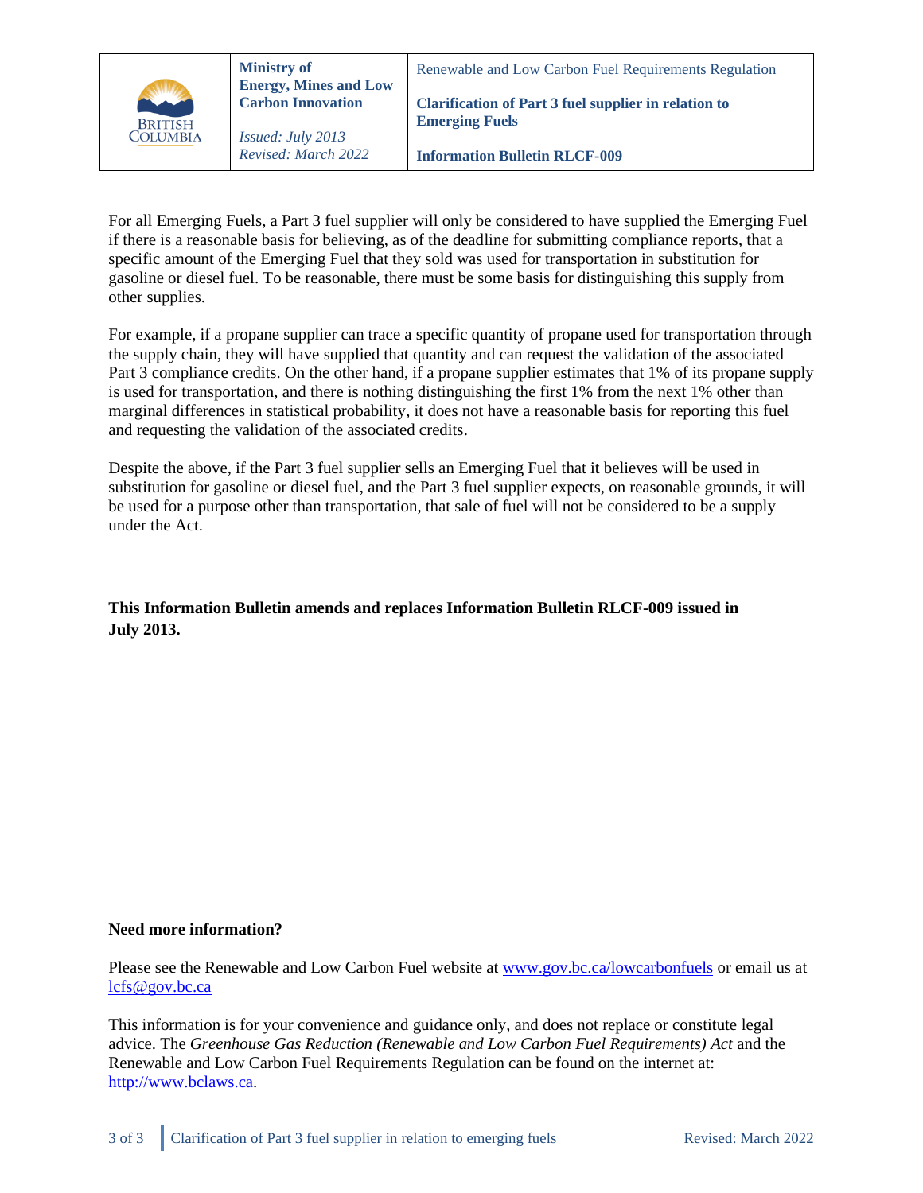For all Emerging Fuels, a Part 3 fuel supplier will only be considered to have supplied the Emerging Fuel if there is a reasonable basis for believing, as of the deadline for submitting compliance reports, that a specific amount of the Emerging Fuel that they sold was used for transportation in substitution for gasoline or diesel fuel. To be reasonable, there must be some basis for distinguishing this supply from other supplies.

For example, if a propane supplier can trace a specific quantity of propane used for transportation through the supply chain, they will have supplied that quantity and can request the validation of the associated Part 3 compliance credits. On the other hand, if a propane supplier estimates that 1% of its propane supply is used for transportation, and there is nothing distinguishing the first 1% from the next 1% other than marginal differences in statistical probability, it does not have a reasonable basis for reporting this fuel and requesting the validation of the associated credits.

Despite the above, if the Part 3 fuel supplier sells an Emerging Fuel that it believes will be used in substitution for gasoline or diesel fuel, and the Part 3 fuel supplier expects, on reasonable grounds, it will be used for a purpose other than transportation, that sale of fuel will not be considered to be a supply under the Act.

**This Information Bulletin amends and replaces Information Bulletin RLCF-009 issued in July 2013.**

**Need more information?**

Please see the Renewable and Low Carbon Fuel website at [www.gov.bc.ca/lowcarbonfuels](www.gov.bc.ca/lowcarbonfuels) or email us at [lcfs@gov.bc.ca](mailto:lcfs@gov.bc.ca)

This information is for your convenience and guidance only, and does not replace or constitute legal advice. The *Greenhouse Gas Reduction (Renewable and Low Carbon Fuel Requirements) Act* and the Renewable and Low Carbon Fuel Requirements Regulation can be found on the internet at: [http://www.bclaws.ca](http://www.bclaws.ca).